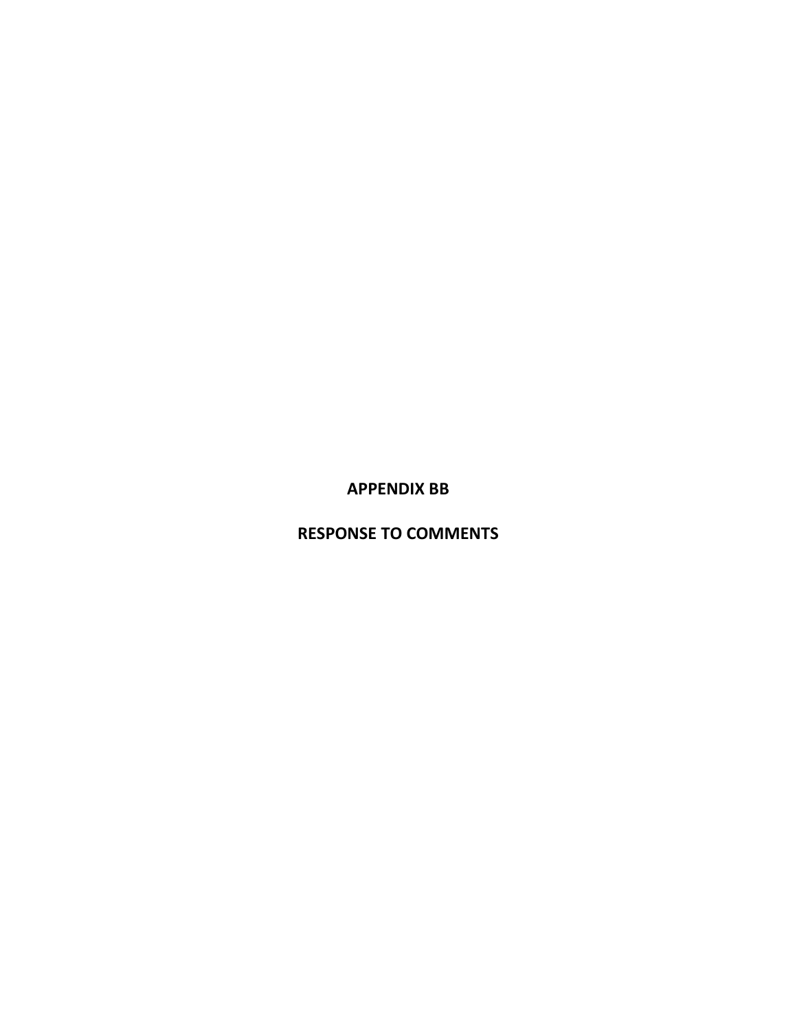# APPENDIX BB

# RESPONSE TO COMMENTS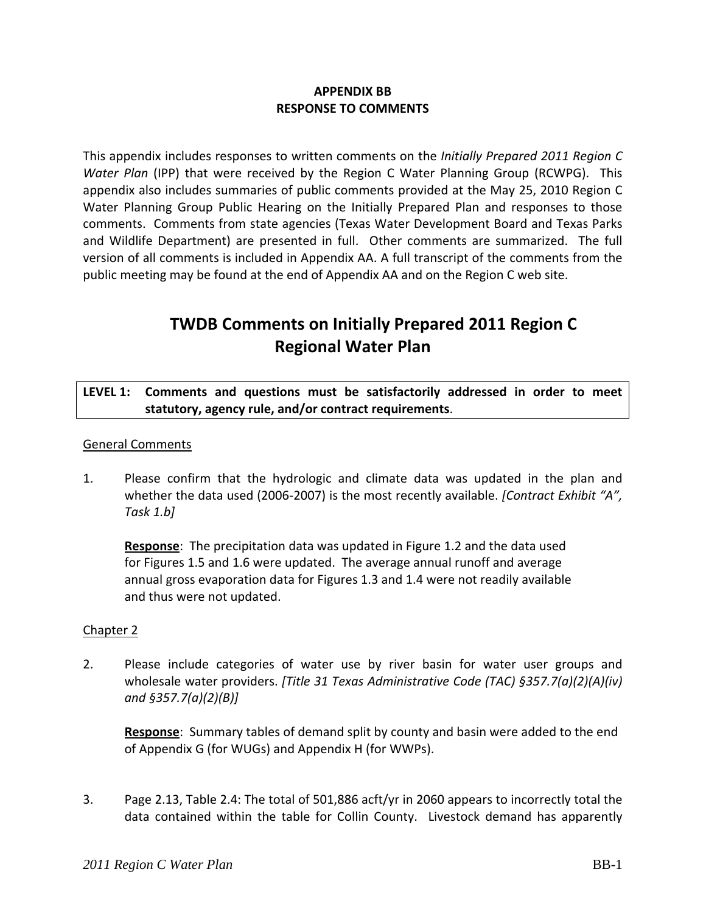**APPENDIX BB**
**RESPONSE TO COMMENTS**

This appendix includes responses to written comments on the *Initially Prepared 2011 Region C Water Plan* (IPP) that were received by the Region C Water Planning Group (RCWPG). This appendix also includes summaries of public comments provided at the May 25, 2010 Region C Water Planning Group Public Hearing on the Initially Prepared Plan and responses to those comments. Comments from state agencies (Texas Water Development Board and Texas Parks and Wildlife Department) are presented in full. Other comments are summarized. The full version of all comments is included in Appendix AA. A full transcript of the comments from the public meeting may be found at the end of Appendix AA and on the Region C web site.

# TWDB Comments on Initially Prepared 2011 Region C Regional Water Plan

| LEVEL 1: **Comments and questions must be satisfactorily addressed in order to meet statutory, agency rule, and/or contract requirements**. |
|---|

General Comments

1. Please confirm that the hydrologic and climate data was updated in the plan and whether the data used (2006-2007) is the most recently available. *[Contract Exhibit "A", Task 1.b]*

   **Response**: The precipitation data was updated in Figure 1.2 and the data used for Figures 1.5 and 1.6 were updated. The average annual runoff and average annual gross evaporation data for Figures 1.3 and 1.4 were not readily available and thus were not updated.

Chapter 2

2. Please include categories of water use by river basin for water user groups and wholesale water providers. *[Title 31 Texas Administrative Code (TAC) §357.7(a)(2)(A)(iv) and §357.7(a)(2)(B)]*

   **Response**: Summary tables of demand split by county and basin were added to the end of Appendix G (for WUGs) and Appendix H (for WWPs).

3. Page 2.13, Table 2.4: The total of 501,886 acft/yr in 2060 appears to incorrectly total the data contained within the table for Collin County. Livestock demand has apparently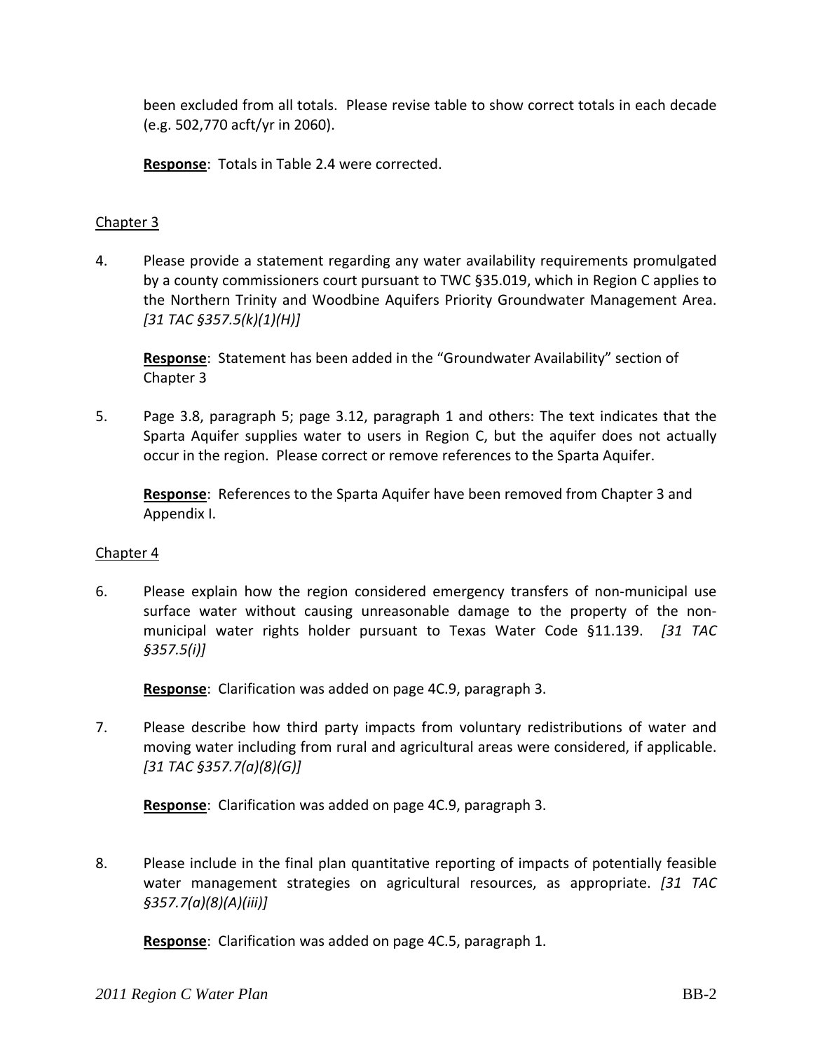been excluded from all totals. Please revise table to show correct totals in each decade (e.g. 502,770 acft/yr in 2060).

**Response**: Totals in Table 2.4 were corrected.

Chapter 3

4. Please provide a statement regarding any water availability requirements promulgated by a county commissioners court pursuant to TWC §35.019, which in Region C applies to the Northern Trinity and Woodbine Aquifers Priority Groundwater Management Area. *[31 TAC §357.5(k)(1)(H)]*

   **Response**: Statement has been added in the "Groundwater Availability" section of Chapter 3

5. Page 3.8, paragraph 5; page 3.12, paragraph 1 and others: The text indicates that the Sparta Aquifer supplies water to users in Region C, but the aquifer does not actually occur in the region. Please correct or remove references to the Sparta Aquifer.

   **Response**: References to the Sparta Aquifer have been removed from Chapter 3 and Appendix I.

Chapter 4

6. Please explain how the region considered emergency transfers of non-municipal use surface water without causing unreasonable damage to the property of the non-municipal water rights holder pursuant to Texas Water Code §11.139. *[31 TAC §357.5(i)]*

   **Response**: Clarification was added on page 4C.9, paragraph 3.

7. Please describe how third party impacts from voluntary redistributions of water and moving water including from rural and agricultural areas were considered, if applicable. *[31 TAC §357.7(a)(8)(G)]*

   **Response**: Clarification was added on page 4C.9, paragraph 3.

8. Please include in the final plan quantitative reporting of impacts of potentially feasible water management strategies on agricultural resources, as appropriate. *[31 TAC §357.7(a)(8)(A)(iii)]*

   **Response**: Clarification was added on page 4C.5, paragraph 1.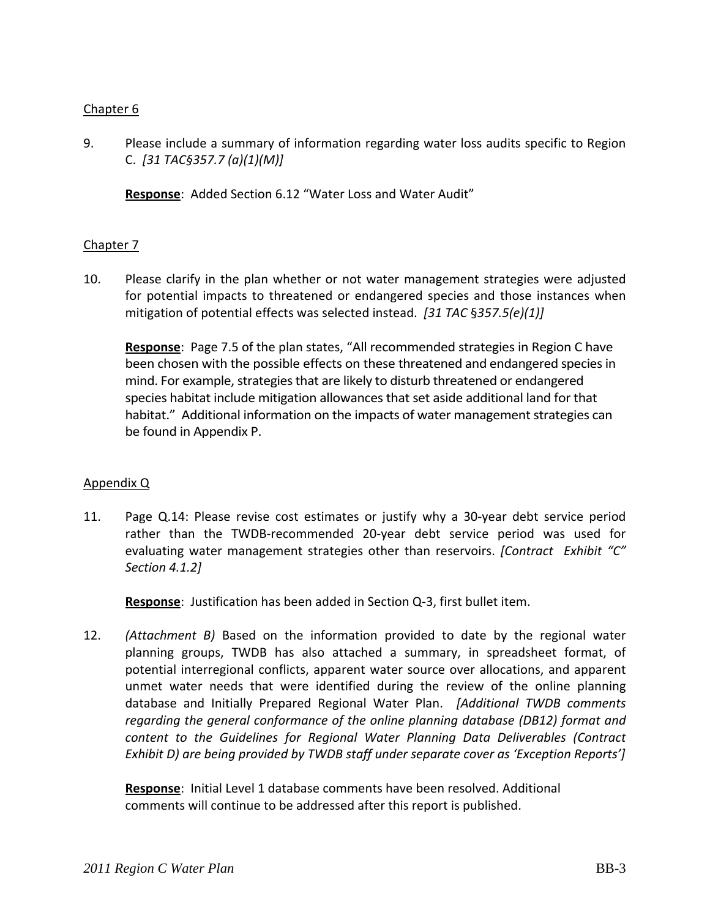Chapter 6

9. Please include a summary of information regarding water loss audits specific to Region C. *[31 TAC§357.7 (a)(1)(M)]*

   **Response**: Added Section 6.12 "Water Loss and Water Audit"

Chapter 7

10. Please clarify in the plan whether or not water management strategies were adjusted for potential impacts to threatened or endangered species and those instances when mitigation of potential effects was selected instead. *[31 TAC §357.5(e)(1)]*

    **Response**: Page 7.5 of the plan states, "All recommended strategies in Region C have been chosen with the possible effects on these threatened and endangered species in mind. For example, strategies that are likely to disturb threatened or endangered species habitat include mitigation allowances that set aside additional land for that habitat." Additional information on the impacts of water management strategies can be found in Appendix P.

Appendix Q

11. Page Q.14: Please revise cost estimates or justify why a 30-year debt service period rather than the TWDB-recommended 20-year debt service period was used for evaluating water management strategies other than reservoirs. *[Contract Exhibit "C" Section 4.1.2]*

    **Response**: Justification has been added in Section Q-3, first bullet item.

12. *(Attachment B)* Based on the information provided to date by the regional water planning groups, TWDB has also attached a summary, in spreadsheet format, of potential interregional conflicts, apparent water source over allocations, and apparent unmet water needs that were identified during the review of the online planning database and Initially Prepared Regional Water Plan. *[Additional TWDB comments regarding the general conformance of the online planning database (DB12) format and content to the Guidelines for Regional Water Planning Data Deliverables (Contract Exhibit D) are being provided by TWDB staff under separate cover as 'Exception Reports']*

    **Response**: Initial Level 1 database comments have been resolved. Additional comments will continue to be addressed after this report is published.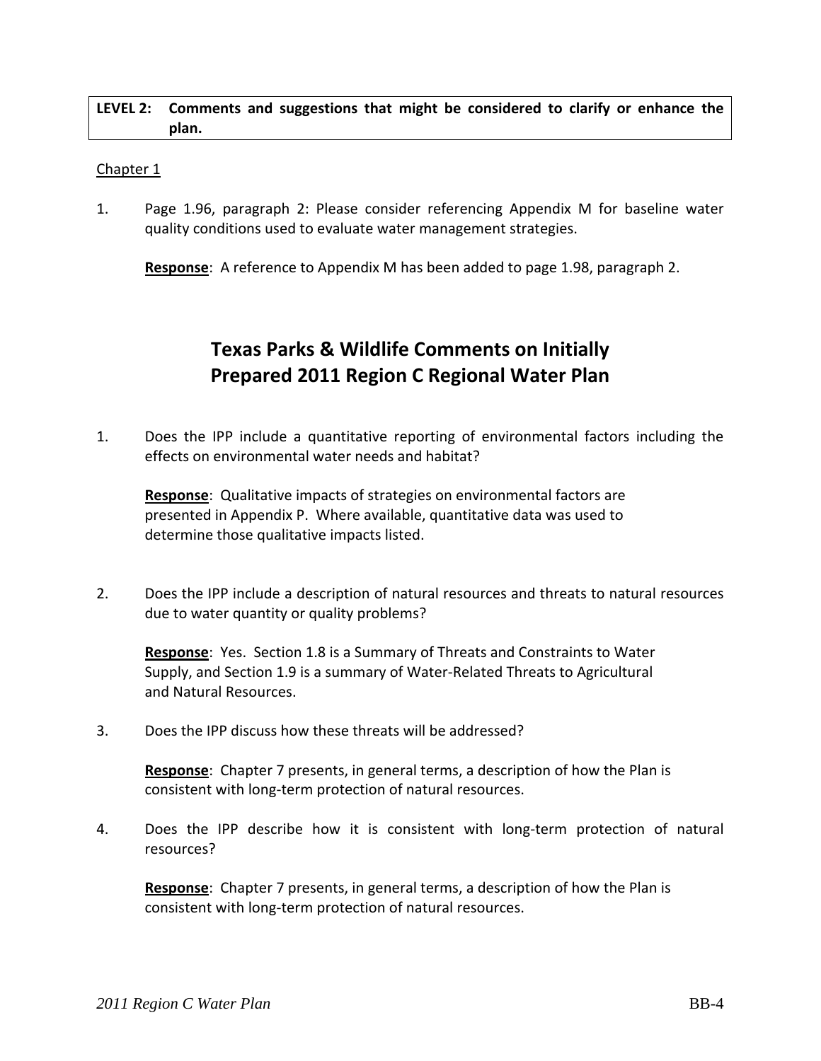**LEVEL 2: Comments and suggestions that might be considered to clarify or enhance the plan.**

Chapter 1

1. Page 1.96, paragraph 2: Please consider referencing Appendix M for baseline water quality conditions used to evaluate water management strategies.

   **Response**: A reference to Appendix M has been added to page 1.98, paragraph 2.

## Texas Parks & Wildlife Comments on Initially Prepared 2011 Region C Regional Water Plan

1. Does the IPP include a quantitative reporting of environmental factors including the effects on environmental water needs and habitat?

   **Response**: Qualitative impacts of strategies on environmental factors are presented in Appendix P. Where available, quantitative data was used to determine those qualitative impacts listed.

2. Does the IPP include a description of natural resources and threats to natural resources due to water quantity or quality problems?

   **Response**: Yes. Section 1.8 is a Summary of Threats and Constraints to Water Supply, and Section 1.9 is a summary of Water-Related Threats to Agricultural and Natural Resources.

3. Does the IPP discuss how these threats will be addressed?

   **Response**: Chapter 7 presents, in general terms, a description of how the Plan is consistent with long-term protection of natural resources.

4. Does the IPP describe how it is consistent with long-term protection of natural resources?

   **Response**: Chapter 7 presents, in general terms, a description of how the Plan is consistent with long-term protection of natural resources.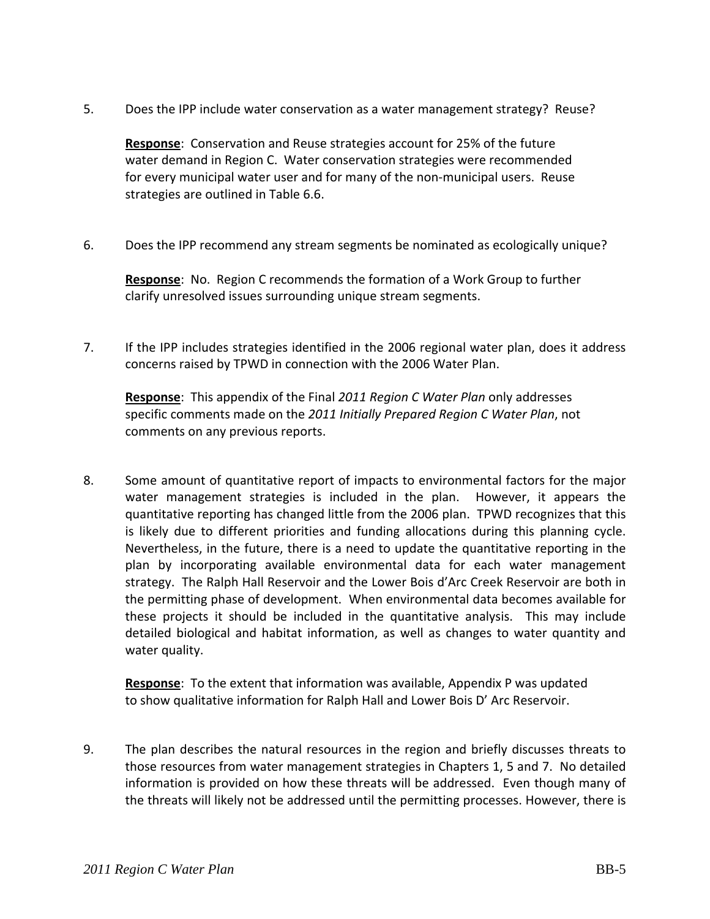5. Does the IPP include water conservation as a water management strategy? Reuse?

   **Response**: Conservation and Reuse strategies account for 25% of the future water demand in Region C. Water conservation strategies were recommended for every municipal water user and for many of the non-municipal users. Reuse strategies are outlined in Table 6.6.

6. Does the IPP recommend any stream segments be nominated as ecologically unique?

   **Response**: No. Region C recommends the formation of a Work Group to further clarify unresolved issues surrounding unique stream segments.

7. If the IPP includes strategies identified in the 2006 regional water plan, does it address concerns raised by TPWD in connection with the 2006 Water Plan.

   **Response**: This appendix of the Final *2011 Region C Water Plan* only addresses specific comments made on the *2011 Initially Prepared Region C Water Plan*, not comments on any previous reports.

8. Some amount of quantitative report of impacts to environmental factors for the major water management strategies is included in the plan. However, it appears the quantitative reporting has changed little from the 2006 plan. TPWD recognizes that this is likely due to different priorities and funding allocations during this planning cycle. Nevertheless, in the future, there is a need to update the quantitative reporting in the plan by incorporating available environmental data for each water management strategy. The Ralph Hall Reservoir and the Lower Bois d'Arc Creek Reservoir are both in the permitting phase of development. When environmental data becomes available for these projects it should be included in the quantitative analysis. This may include detailed biological and habitat information, as well as changes to water quantity and water quality.

   **Response**: To the extent that information was available, Appendix P was updated to show qualitative information for Ralph Hall and Lower Bois D' Arc Reservoir.

9. The plan describes the natural resources in the region and briefly discusses threats to those resources from water management strategies in Chapters 1, 5 and 7. No detailed information is provided on how these threats will be addressed. Even though many of the threats will likely not be addressed until the permitting processes. However, there is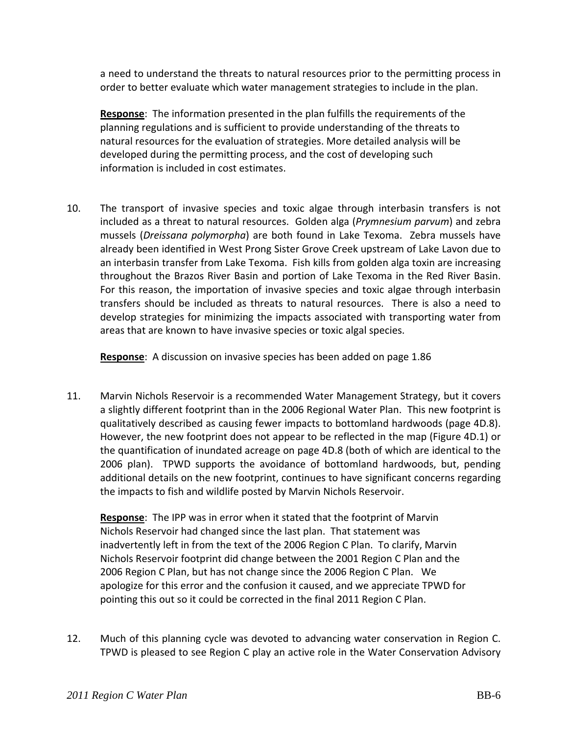a need to understand the threats to natural resources prior to the permitting process in order to better evaluate which water management strategies to include in the plan.

**Response**: The information presented in the plan fulfills the requirements of the planning regulations and is sufficient to provide understanding of the threats to natural resources for the evaluation of strategies. More detailed analysis will be developed during the permitting process, and the cost of developing such information is included in cost estimates.

10. The transport of invasive species and toxic algae through interbasin transfers is not included as a threat to natural resources. Golden alga (*Prymnesium parvum*) and zebra mussels (*Dreissana polymorpha*) are both found in Lake Texoma. Zebra mussels have already been identified in West Prong Sister Grove Creek upstream of Lake Lavon due to an interbasin transfer from Lake Texoma. Fish kills from golden alga toxin are increasing throughout the Brazos River Basin and portion of Lake Texoma in the Red River Basin. For this reason, the importation of invasive species and toxic algae through interbasin transfers should be included as threats to natural resources. There is also a need to develop strategies for minimizing the impacts associated with transporting water from areas that are known to have invasive species or toxic algal species.

    **Response**: A discussion on invasive species has been added on page 1.86

11. Marvin Nichols Reservoir is a recommended Water Management Strategy, but it covers a slightly different footprint than in the 2006 Regional Water Plan. This new footprint is qualitatively described as causing fewer impacts to bottomland hardwoods (page 4D.8). However, the new footprint does not appear to be reflected in the map (Figure 4D.1) or the quantification of inundated acreage on page 4D.8 (both of which are identical to the 2006 plan). TPWD supports the avoidance of bottomland hardwoods, but, pending additional details on the new footprint, continues to have significant concerns regarding the impacts to fish and wildlife posted by Marvin Nichols Reservoir.

    **Response**: The IPP was in error when it stated that the footprint of Marvin Nichols Reservoir had changed since the last plan. That statement was inadvertently left in from the text of the 2006 Region C Plan. To clarify, Marvin Nichols Reservoir footprint did change between the 2001 Region C Plan and the 2006 Region C Plan, but has not change since the 2006 Region C Plan. We apologize for this error and the confusion it caused, and we appreciate TPWD for pointing this out so it could be corrected in the final 2011 Region C Plan.

12. Much of this planning cycle was devoted to advancing water conservation in Region C. TPWD is pleased to see Region C play an active role in the Water Conservation Advisory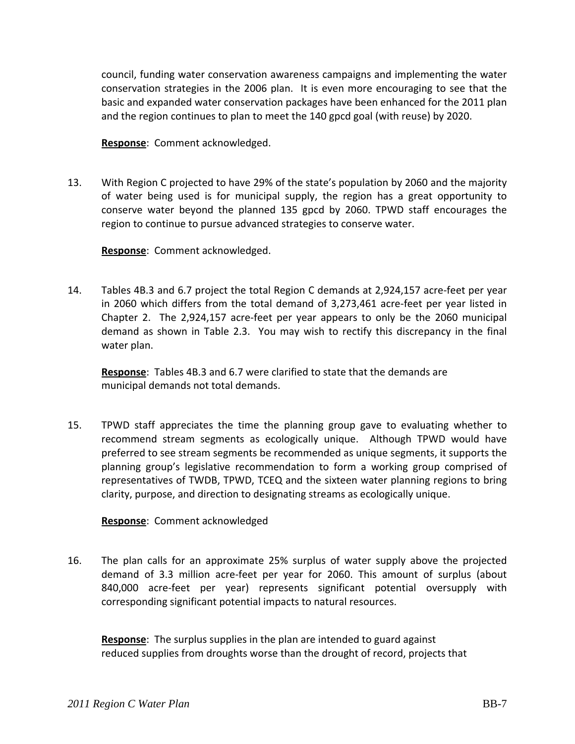council, funding water conservation awareness campaigns and implementing the water conservation strategies in the 2006 plan. It is even more encouraging to see that the basic and expanded water conservation packages have been enhanced for the 2011 plan and the region continues to plan to meet the 140 gpcd goal (with reuse) by 2020.

**Response**: Comment acknowledged.

13. With Region C projected to have 29% of the state's population by 2060 and the majority of water being used is for municipal supply, the region has a great opportunity to conserve water beyond the planned 135 gpcd by 2060. TPWD staff encourages the region to continue to pursue advanced strategies to conserve water.

    **Response**: Comment acknowledged.

14. Tables 4B.3 and 6.7 project the total Region C demands at 2,924,157 acre-feet per year in 2060 which differs from the total demand of 3,273,461 acre-feet per year listed in Chapter 2. The 2,924,157 acre-feet per year appears to only be the 2060 municipal demand as shown in Table 2.3. You may wish to rectify this discrepancy in the final water plan.

    **Response**: Tables 4B.3 and 6.7 were clarified to state that the demands are municipal demands not total demands.

15. TPWD staff appreciates the time the planning group gave to evaluating whether to recommend stream segments as ecologically unique. Although TPWD would have preferred to see stream segments be recommended as unique segments, it supports the planning group's legislative recommendation to form a working group comprised of representatives of TWDB, TPWD, TCEQ and the sixteen water planning regions to bring clarity, purpose, and direction to designating streams as ecologically unique.

    **Response**: Comment acknowledged

16. The plan calls for an approximate 25% surplus of water supply above the projected demand of 3.3 million acre-feet per year for 2060. This amount of surplus (about 840,000 acre-feet per year) represents significant potential oversupply with corresponding significant potential impacts to natural resources.

    **Response**: The surplus supplies in the plan are intended to guard against reduced supplies from droughts worse than the drought of record, projects that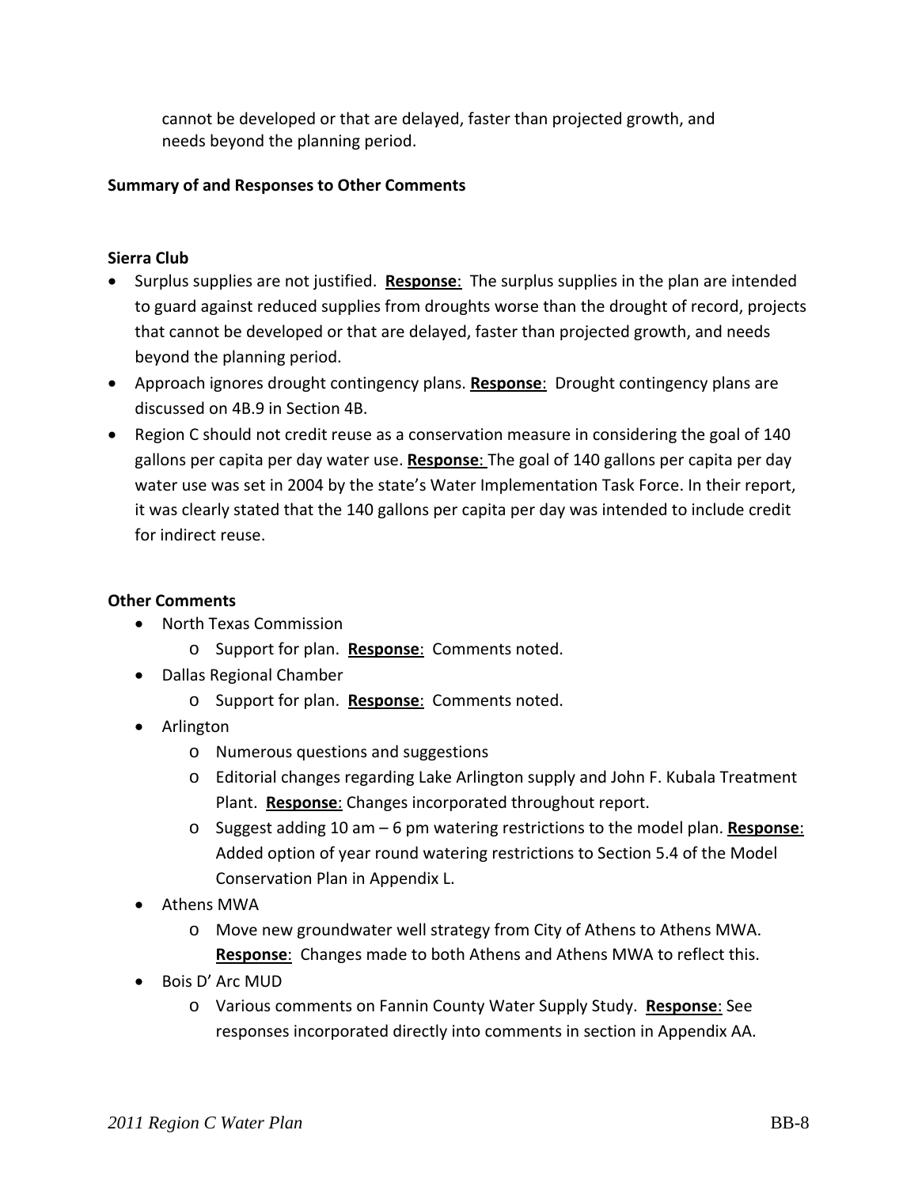cannot be developed or that are delayed, faster than projected growth, and needs beyond the planning period.

**Summary of and Responses to Other Comments**

**Sierra Club**

- Surplus supplies are not justified. **Response**: The surplus supplies in the plan are intended to guard against reduced supplies from droughts worse than the drought of record, projects that cannot be developed or that are delayed, faster than projected growth, and needs beyond the planning period.
- Approach ignores drought contingency plans. **Response**: Drought contingency plans are discussed on 4B.9 in Section 4B.
- Region C should not credit reuse as a conservation measure in considering the goal of 140 gallons per capita per day water use. **Response**: The goal of 140 gallons per capita per day water use was set in 2004 by the state's Water Implementation Task Force. In their report, it was clearly stated that the 140 gallons per capita per day was intended to include credit for indirect reuse.

**Other Comments**

- North Texas Commission
  - Support for plan. **Response**: Comments noted.
- Dallas Regional Chamber
  - Support for plan. **Response**: Comments noted.
- Arlington
  - Numerous questions and suggestions
  - Editorial changes regarding Lake Arlington supply and John F. Kubala Treatment Plant. **Response**: Changes incorporated throughout report.
  - Suggest adding 10 am – 6 pm watering restrictions to the model plan. **Response**: Added option of year round watering restrictions to Section 5.4 of the Model Conservation Plan in Appendix L.
- Athens MWA
  - Move new groundwater well strategy from City of Athens to Athens MWA. **Response**: Changes made to both Athens and Athens MWA to reflect this.
- Bois D' Arc MUD
  - Various comments on Fannin County Water Supply Study. **Response**: See responses incorporated directly into comments in section in Appendix AA.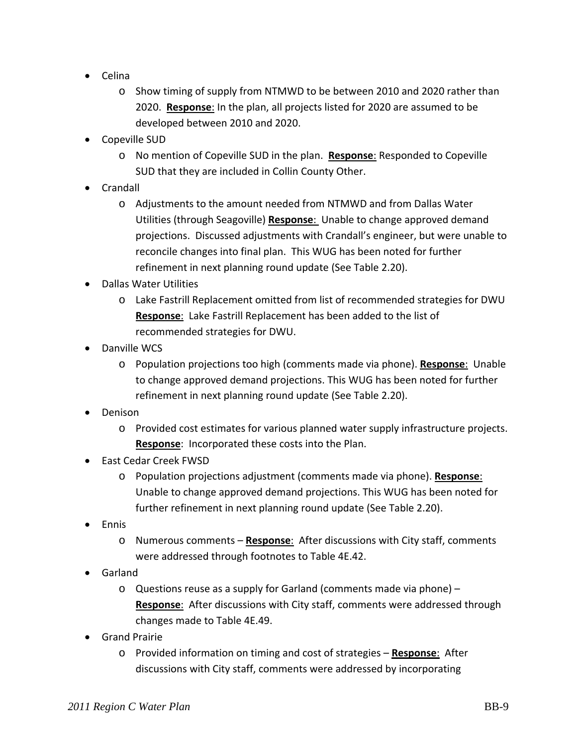- Celina
  - Show timing of supply from NTMWD to be between 2010 and 2020 rather than 2020. **Response**: In the plan, all projects listed for 2020 are assumed to be developed between 2010 and 2020.
- Copeville SUD
  - No mention of Copeville SUD in the plan. **Response**: Responded to Copeville SUD that they are included in Collin County Other.
- Crandall
  - Adjustments to the amount needed from NTMWD and from Dallas Water Utilities (through Seagoville) **Response**: Unable to change approved demand projections. Discussed adjustments with Crandall's engineer, but were unable to reconcile changes into final plan. This WUG has been noted for further refinement in next planning round update (See Table 2.20).
- Dallas Water Utilities
  - Lake Fastrill Replacement omitted from list of recommended strategies for DWU **Response**: Lake Fastrill Replacement has been added to the list of recommended strategies for DWU.
- Danville WCS
  - Population projections too high (comments made via phone). **Response**: Unable to change approved demand projections. This WUG has been noted for further refinement in next planning round update (See Table 2.20).
- Denison
  - Provided cost estimates for various planned water supply infrastructure projects. **Response**: Incorporated these costs into the Plan.
- East Cedar Creek FWSD
  - Population projections adjustment (comments made via phone). **Response**: Unable to change approved demand projections. This WUG has been noted for further refinement in next planning round update (See Table 2.20).
- Ennis
  - Numerous comments – **Response**: After discussions with City staff, comments were addressed through footnotes to Table 4E.42.
- Garland
  - Questions reuse as a supply for Garland (comments made via phone) – **Response**: After discussions with City staff, comments were addressed through changes made to Table 4E.49.
- Grand Prairie
  - Provided information on timing and cost of strategies – **Response**: After discussions with City staff, comments were addressed by incorporating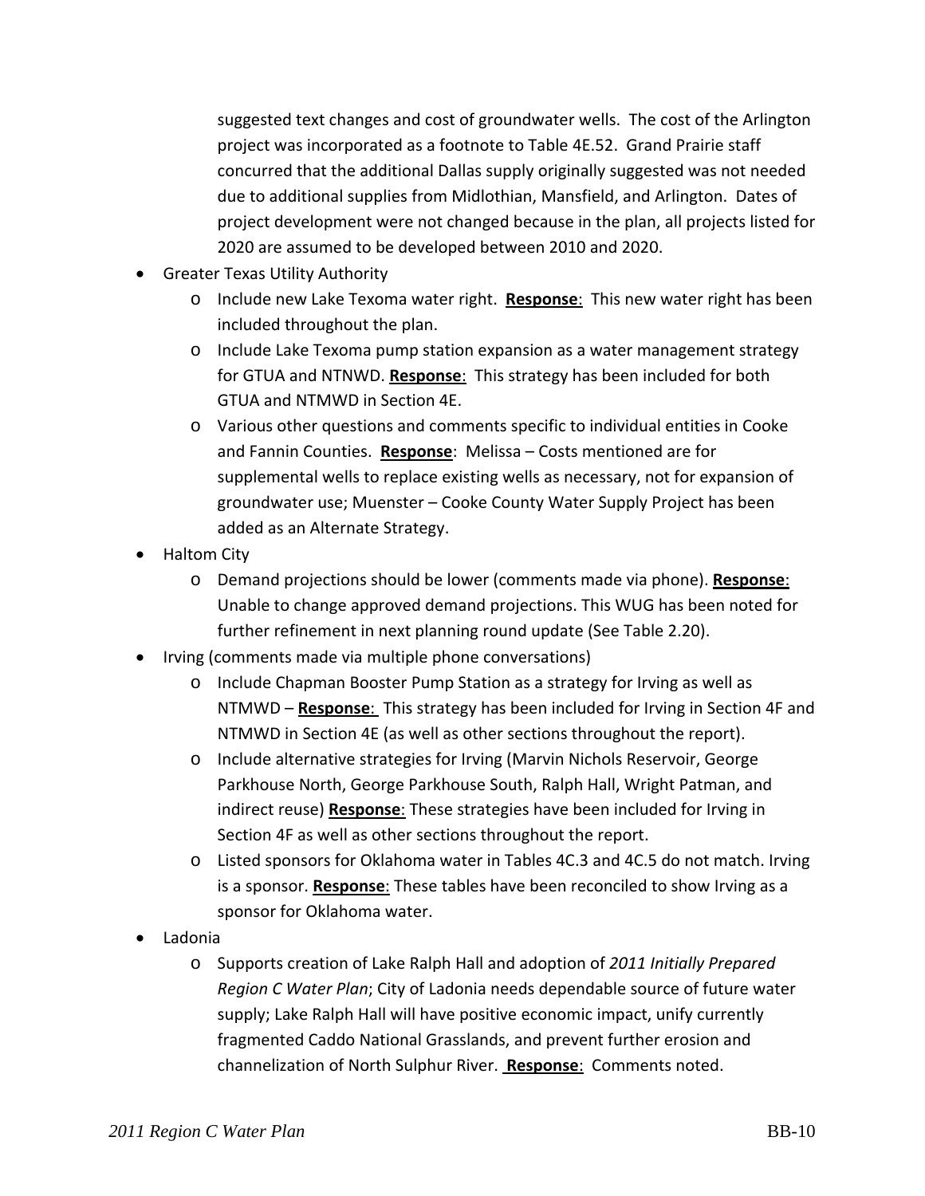suggested text changes and cost of groundwater wells. The cost of the Arlington project was incorporated as a footnote to Table 4E.52. Grand Prairie staff concurred that the additional Dallas supply originally suggested was not needed due to additional supplies from Midlothian, Mansfield, and Arlington. Dates of project development were not changed because in the plan, all projects listed for 2020 are assumed to be developed between 2010 and 2020.

- Greater Texas Utility Authority
  - Include new Lake Texoma water right. **<u>Response</u>**: This new water right has been included throughout the plan.
  - Include Lake Texoma pump station expansion as a water management strategy for GTUA and NTNWD. **<u>Response</u>**: This strategy has been included for both GTUA and NTMWD in Section 4E.
  - Various other questions and comments specific to individual entities in Cooke and Fannin Counties. **<u>Response</u>**: Melissa – Costs mentioned are for supplemental wells to replace existing wells as necessary, not for expansion of groundwater use; Muenster – Cooke County Water Supply Project has been added as an Alternate Strategy.
- Haltom City
  - Demand projections should be lower (comments made via phone). **<u>Response</u>**: Unable to change approved demand projections. This WUG has been noted for further refinement in next planning round update (See Table 2.20).
- Irving (comments made via multiple phone conversations)
  - Include Chapman Booster Pump Station as a strategy for Irving as well as NTMWD – **<u>Response</u>**: This strategy has been included for Irving in Section 4F and NTMWD in Section 4E (as well as other sections throughout the report).
  - Include alternative strategies for Irving (Marvin Nichols Reservoir, George Parkhouse North, George Parkhouse South, Ralph Hall, Wright Patman, and indirect reuse) **<u>Response</u>**: These strategies have been included for Irving in Section 4F as well as other sections throughout the report.
  - Listed sponsors for Oklahoma water in Tables 4C.3 and 4C.5 do not match. Irving is a sponsor. **<u>Response</u>**: These tables have been reconciled to show Irving as a sponsor for Oklahoma water.
- Ladonia
  - Supports creation of Lake Ralph Hall and adoption of *2011 Initially Prepared Region C Water Plan*; City of Ladonia needs dependable source of future water supply; Lake Ralph Hall will have positive economic impact, unify currently fragmented Caddo National Grasslands, and prevent further erosion and channelization of North Sulphur River. **<u>Response</u>**: Comments noted.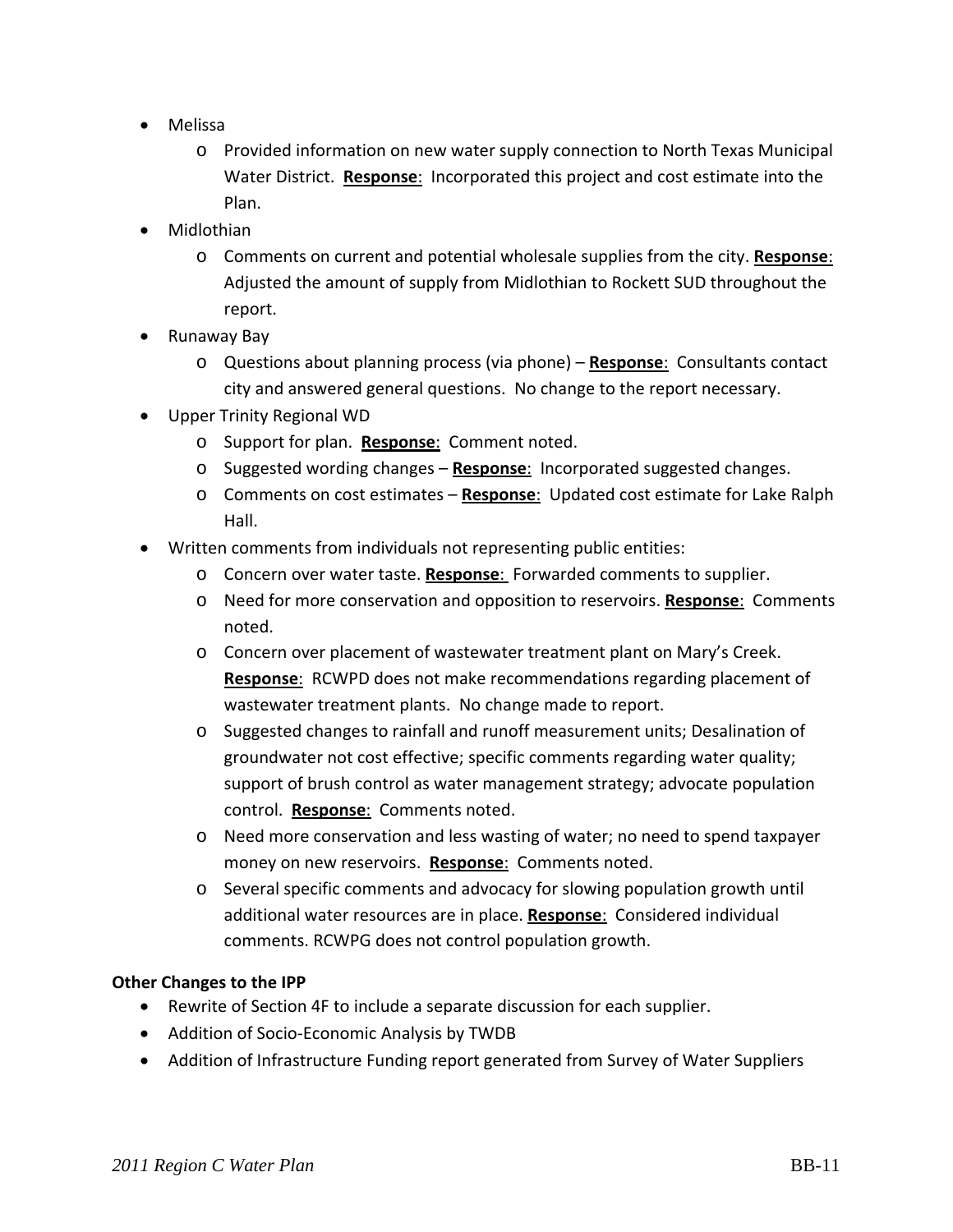- Melissa
  - Provided information on new water supply connection to North Texas Municipal Water District. **Response**: Incorporated this project and cost estimate into the Plan.
- Midlothian
  - Comments on current and potential wholesale supplies from the city. **Response**: Adjusted the amount of supply from Midlothian to Rockett SUD throughout the report.
- Runaway Bay
  - Questions about planning process (via phone) – **Response**: Consultants contact city and answered general questions. No change to the report necessary.
- Upper Trinity Regional WD
  - Support for plan. **Response**: Comment noted.
  - Suggested wording changes – **Response**: Incorporated suggested changes.
  - Comments on cost estimates – **Response**: Updated cost estimate for Lake Ralph Hall.
- Written comments from individuals not representing public entities:
  - Concern over water taste. **Response**: Forwarded comments to supplier.
  - Need for more conservation and opposition to reservoirs. **Response**: Comments noted.
  - Concern over placement of wastewater treatment plant on Mary's Creek. **Response**: RCWPD does not make recommendations regarding placement of wastewater treatment plants. No change made to report.
  - Suggested changes to rainfall and runoff measurement units; Desalination of groundwater not cost effective; specific comments regarding water quality; support of brush control as water management strategy; advocate population control. **Response**: Comments noted.
  - Need more conservation and less wasting of water; no need to spend taxpayer money on new reservoirs. **Response**: Comments noted.
  - Several specific comments and advocacy for slowing population growth until additional water resources are in place. **Response**: Considered individual comments. RCWPG does not control population growth.

**Other Changes to the IPP**

- Rewrite of Section 4F to include a separate discussion for each supplier.
- Addition of Socio-Economic Analysis by TWDB
- Addition of Infrastructure Funding report generated from Survey of Water Suppliers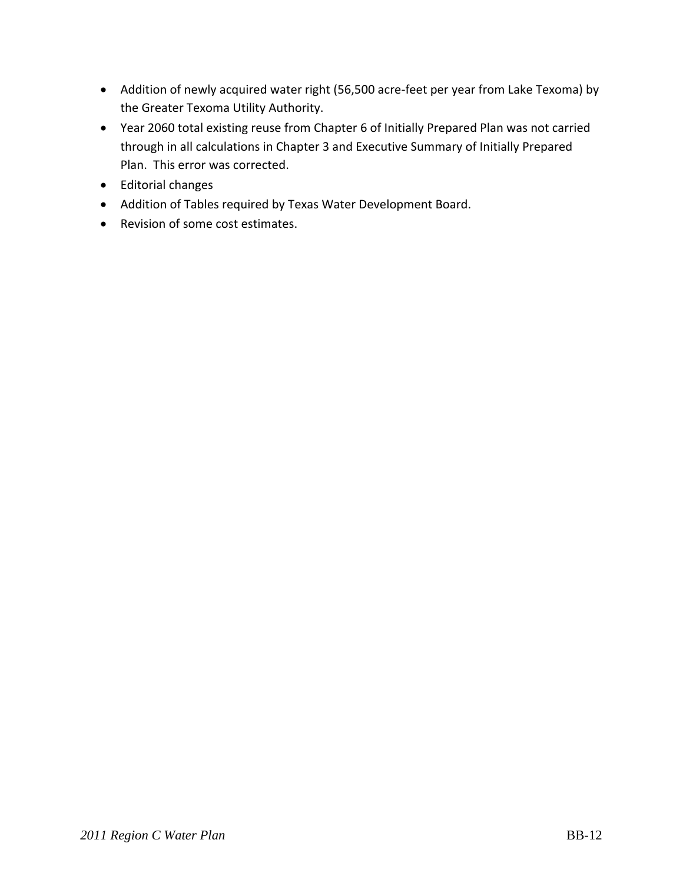- Addition of newly acquired water right (56,500 acre-feet per year from Lake Texoma) by the Greater Texoma Utility Authority.
- Year 2060 total existing reuse from Chapter 6 of Initially Prepared Plan was not carried through in all calculations in Chapter 3 and Executive Summary of Initially Prepared Plan. This error was corrected.
- Editorial changes
- Addition of Tables required by Texas Water Development Board.
- Revision of some cost estimates.